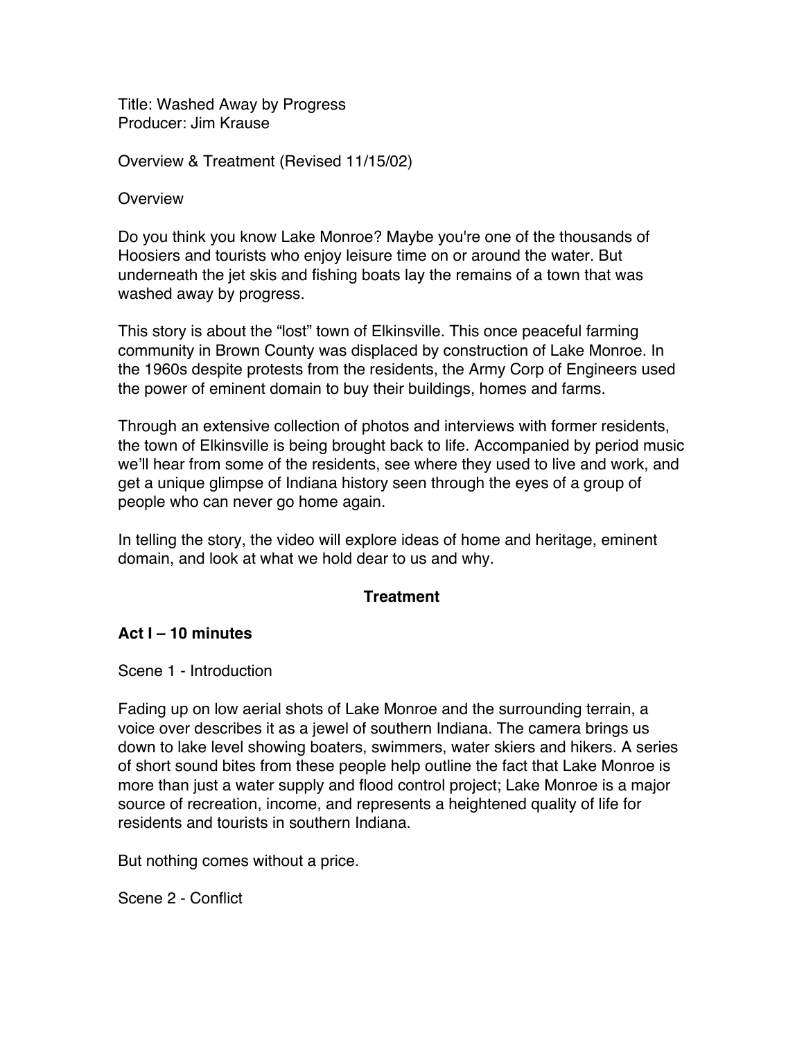Title: Washed Away by Progress
Producer: Jim Krause

Overview & Treatment (Revised 11/15/02)

Overview

Do you think you know Lake Monroe? Maybe you're one of the thousands of Hoosiers and tourists who enjoy leisure time on or around the water. But underneath the jet skis and fishing boats lay the remains of a town that was washed away by progress.

This story is about the "lost" town of Elkinsville. This once peaceful farming community in Brown County was displaced by construction of Lake Monroe. In the 1960s despite protests from the residents, the Army Corp of Engineers used the power of eminent domain to buy their buildings, homes and farms.

Through an extensive collection of photos and interviews with former residents, the town of Elkinsville is being brought back to life. Accompanied by period music we'll hear from some of the residents, see where they used to live and work, and get a unique glimpse of Indiana history seen through the eyes of a group of people who can never go home again.

In telling the story, the video will explore ideas of home and heritage, eminent domain, and look at what we hold dear to us and why.

## Treatment

### Act I – 10 minutes

Scene 1 - Introduction

Fading up on low aerial shots of Lake Monroe and the surrounding terrain, a voice over describes it as a jewel of southern Indiana. The camera brings us down to lake level showing boaters, swimmers, water skiers and hikers. A series of short sound bites from these people help outline the fact that Lake Monroe is more than just a water supply and flood control project; Lake Monroe is a major source of recreation, income, and represents a heightened quality of life for residents and tourists in southern Indiana.

But nothing comes without a price.

Scene 2 - Conflict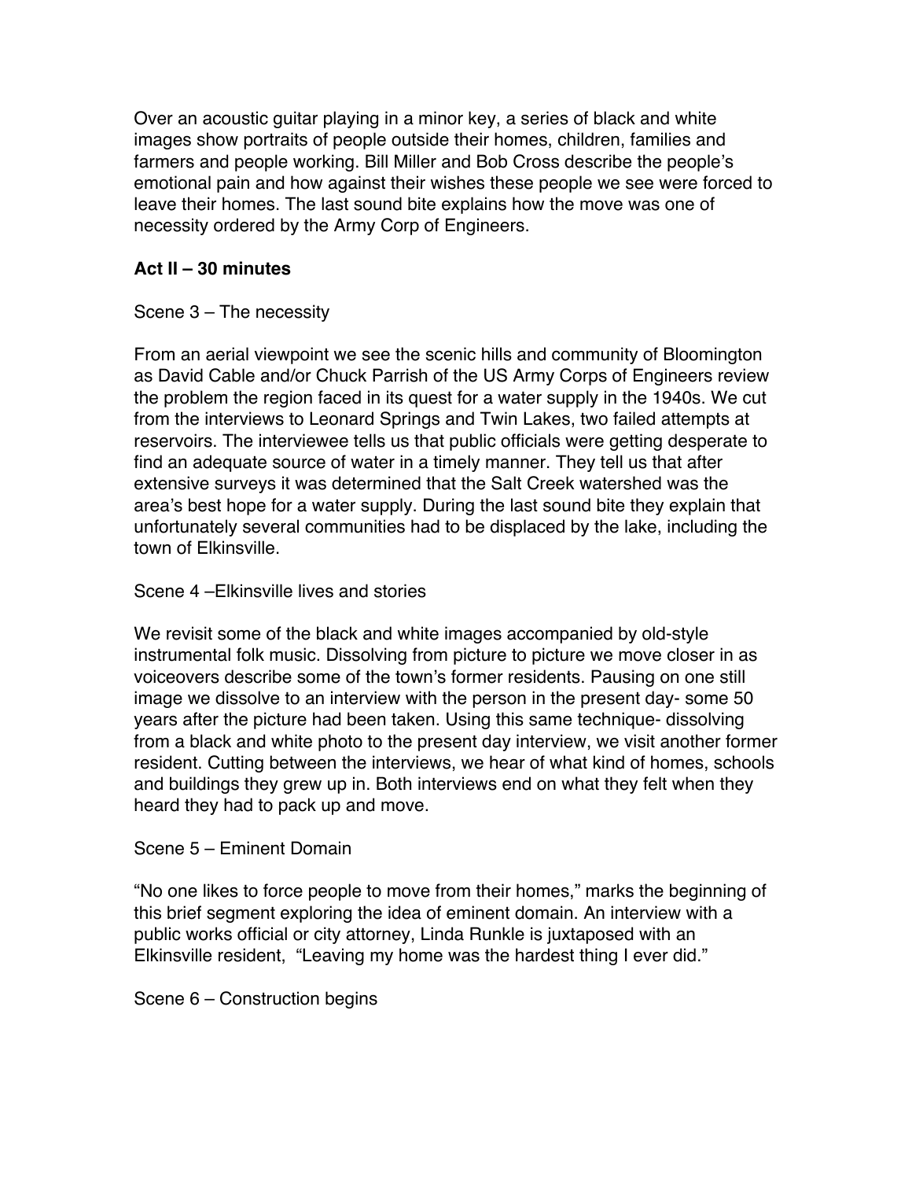Over an acoustic guitar playing in a minor key, a series of black and white images show portraits of people outside their homes, children, families and farmers and people working. Bill Miller and Bob Cross describe the people's emotional pain and how against their wishes these people we see were forced to leave their homes. The last sound bite explains how the move was one of necessity ordered by the Army Corp of Engineers.

**Act II – 30 minutes**

Scene 3 – The necessity

From an aerial viewpoint we see the scenic hills and community of Bloomington as David Cable and/or Chuck Parrish of the US Army Corps of Engineers review the problem the region faced in its quest for a water supply in the 1940s. We cut from the interviews to Leonard Springs and Twin Lakes, two failed attempts at reservoirs. The interviewee tells us that public officials were getting desperate to find an adequate source of water in a timely manner. They tell us that after extensive surveys it was determined that the Salt Creek watershed was the area's best hope for a water supply. During the last sound bite they explain that unfortunately several communities had to be displaced by the lake, including the town of Elkinsville.

Scene 4 –Elkinsville lives and stories

We revisit some of the black and white images accompanied by old-style instrumental folk music. Dissolving from picture to picture we move closer in as voiceovers describe some of the town's former residents. Pausing on one still image we dissolve to an interview with the person in the present day- some 50 years after the picture had been taken. Using this same technique- dissolving from a black and white photo to the present day interview, we visit another former resident. Cutting between the interviews, we hear of what kind of homes, schools and buildings they grew up in. Both interviews end on what they felt when they heard they had to pack up and move.

Scene 5 – Eminent Domain

"No one likes to force people to move from their homes," marks the beginning of this brief segment exploring the idea of eminent domain. An interview with a public works official or city attorney, Linda Runkle is juxtaposed with an Elkinsville resident, "Leaving my home was the hardest thing I ever did."

Scene 6 – Construction begins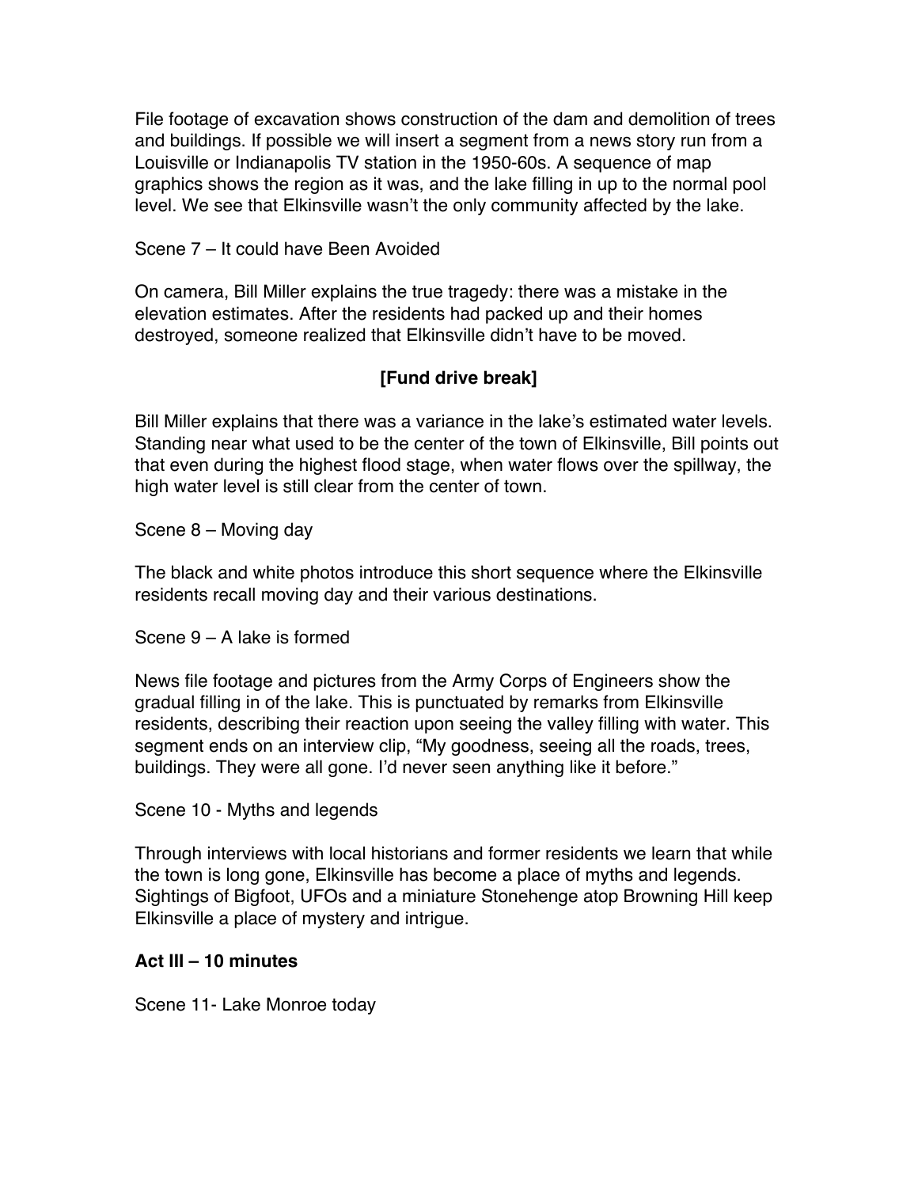File footage of excavation shows construction of the dam and demolition of trees and buildings. If possible we will insert a segment from a news story run from a Louisville or Indianapolis TV station in the 1950-60s. A sequence of map graphics shows the region as it was, and the lake filling in up to the normal pool level. We see that Elkinsville wasn't the only community affected by the lake.

Scene 7 – It could have Been Avoided

On camera, Bill Miller explains the true tragedy: there was a mistake in the elevation estimates. After the residents had packed up and their homes destroyed, someone realized that Elkinsville didn't have to be moved.

**[Fund drive break]**

Bill Miller explains that there was a variance in the lake's estimated water levels. Standing near what used to be the center of the town of Elkinsville, Bill points out that even during the highest flood stage, when water flows over the spillway, the high water level is still clear from the center of town.

Scene 8 – Moving day

The black and white photos introduce this short sequence where the Elkinsville residents recall moving day and their various destinations.

Scene 9 – A lake is formed

News file footage and pictures from the Army Corps of Engineers show the gradual filling in of the lake. This is punctuated by remarks from Elkinsville residents, describing their reaction upon seeing the valley filling with water. This segment ends on an interview clip, "My goodness, seeing all the roads, trees, buildings. They were all gone. I'd never seen anything like it before."

Scene 10 - Myths and legends

Through interviews with local historians and former residents we learn that while the town is long gone, Elkinsville has become a place of myths and legends. Sightings of Bigfoot, UFOs and a miniature Stonehenge atop Browning Hill keep Elkinsville a place of mystery and intrigue.

**Act III – 10 minutes**

Scene 11- Lake Monroe today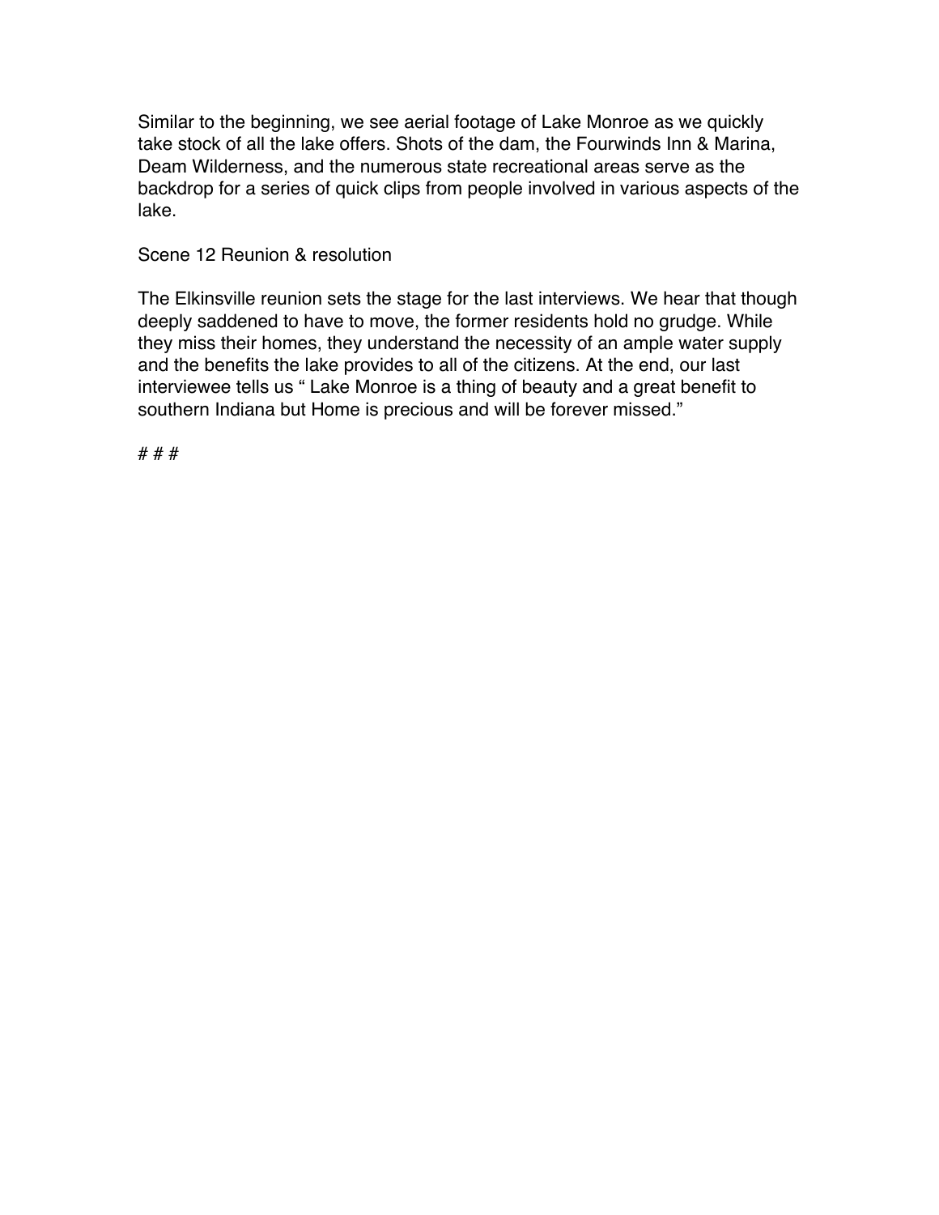Similar to the beginning, we see aerial footage of Lake Monroe as we quickly take stock of all the lake offers. Shots of the dam, the Fourwinds Inn & Marina, Deam Wilderness, and the numerous state recreational areas serve as the backdrop for a series of quick clips from people involved in various aspects of the lake.

Scene 12 Reunion & resolution

The Elkinsville reunion sets the stage for the last interviews. We hear that though deeply saddened to have to move, the former residents hold no grudge. While they miss their homes, they understand the necessity of an ample water supply and the benefits the lake provides to all of the citizens. At the end, our last interviewee tells us " Lake Monroe is a thing of beauty and a great benefit to southern Indiana but Home is precious and will be forever missed."

# # #